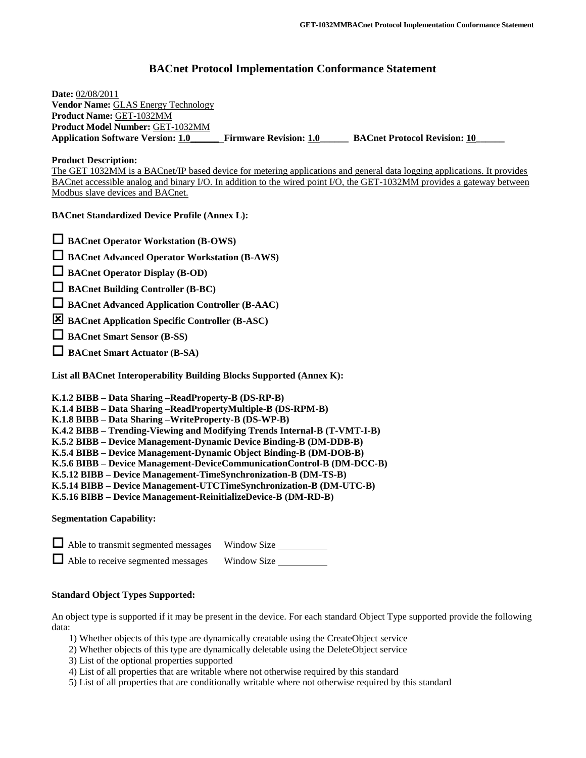# BACnet Protocol Implementation Conformance Statement

**Date:** 02/08/2011
**Vendor Name:** GLAS Energy Technology
**Product Name:** GET-1032MM
**Product Model Number:** GET-1032MM
**Application Software Version: 1.0______ Firmware Revision: 1.0______ BACnet Protocol Revision: 10______**

**Product Description:**
The GET 1032MM is a BACnet/IP based device for metering applications and general data logging applications. It provides BACnet accessible analog and binary I/O. In addition to the wired point I/O, the GET-1032MM provides a gateway between Modbus slave devices and BACnet.

**BACnet Standardized Device Profile (Annex L):**

- ☐ **BACnet Operator Workstation (B-OWS)**
- ☐ **BACnet Advanced Operator Workstation (B-AWS)**
- ☐ **BACnet Operator Display (B-OD)**
- ☐ **BACnet Building Controller (B-BC)**
- ☐ **BACnet Advanced Application Controller (B-AAC)**
- ☒ **BACnet Application Specific Controller (B-ASC)**
- ☐ **BACnet Smart Sensor (B-SS)**
- ☐ **BACnet Smart Actuator (B-SA)**

**List all BACnet Interoperability Building Blocks Supported (Annex K):**

**K.1.2 BIBB – Data Sharing –ReadProperty-B (DS-RP-B)**
**K.1.4 BIBB – Data Sharing –ReadPropertyMultiple-B (DS-RPM-B)**
**K.1.8 BIBB – Data Sharing –WriteProperty-B (DS-WP-B)**
**K.4.2 BIBB – Trending-Viewing and Modifying Trends Internal-B (T-VMT-I-B)**
**K.5.2 BIBB – Device Management-Dynamic Device Binding-B (DM-DDB-B)**
**K.5.4 BIBB – Device Management-Dynamic Object Binding-B (DM-DOB-B)**
**K.5.6 BIBB – Device Management-DeviceCommunicationControl-B (DM-DCC-B)**
**K.5.12 BIBB – Device Management-TimeSynchronization-B (DM-TS-B)**
**K.5.14 BIBB – Device Management-UTCTimeSynchronization-B (DM-UTC-B)**
**K.5.16 BIBB – Device Management-ReinitializeDevice-B (DM-RD-B)**

**Segmentation Capability:**

- ☐ Able to transmit segmented messages Window Size __________
- ☐ Able to receive segmented messages Window Size __________

**Standard Object Types Supported:**

An object type is supported if it may be present in the device. For each standard Object Type supported provide the following data:

1) Whether objects of this type are dynamically creatable using the CreateObject service
2) Whether objects of this type are dynamically deletable using the DeleteObject service
3) List of the optional properties supported
4) List of all properties that are writable where not otherwise required by this standard
5) List of all properties that are conditionally writable where not otherwise required by this standard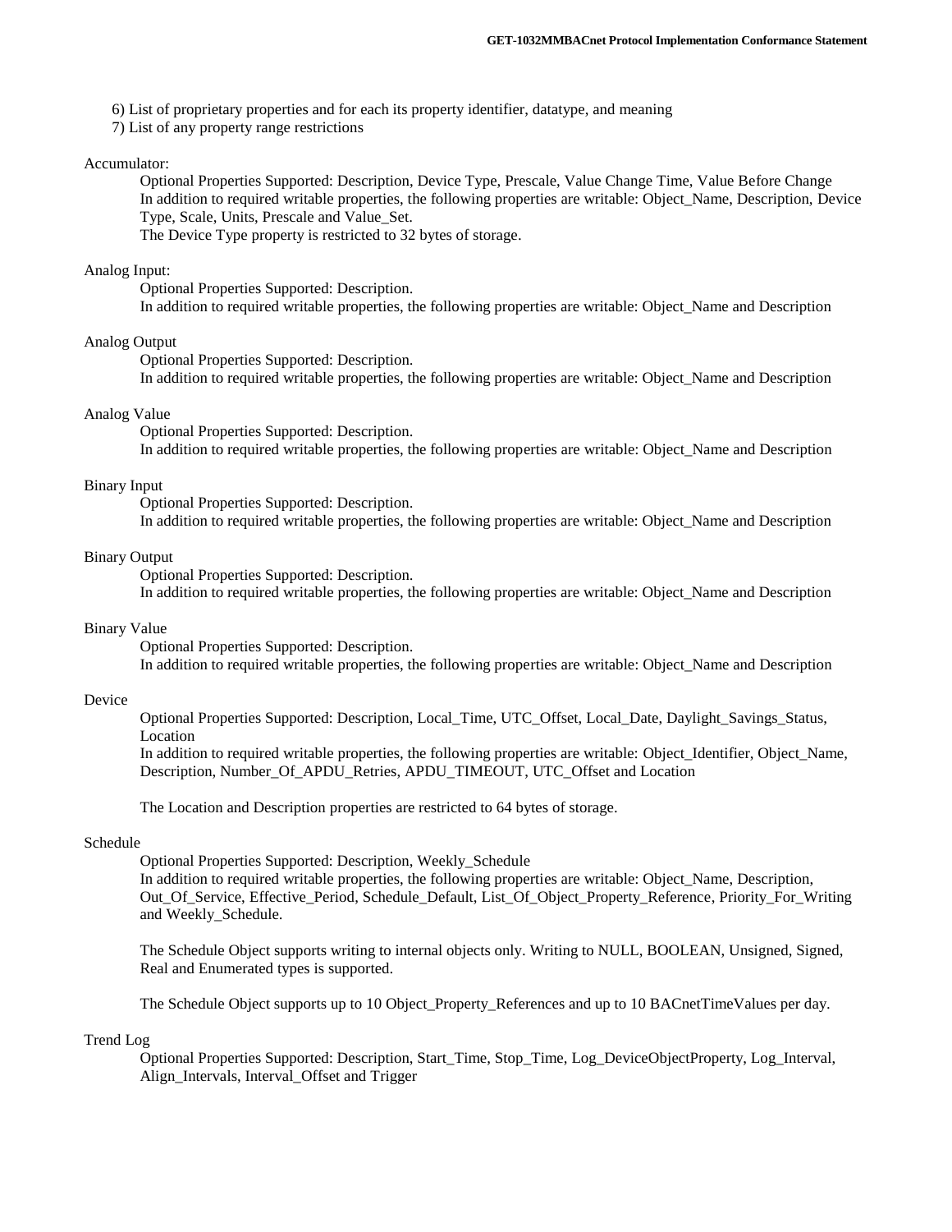6) List of proprietary properties and for each its property identifier, datatype, and meaning
7) List of any property range restrictions

Accumulator:

Optional Properties Supported: Description, Device Type, Prescale, Value Change Time, Value Before Change
In addition to required writable properties, the following properties are writable: Object_Name, Description, Device Type, Scale, Units, Prescale and Value_Set.
The Device Type property is restricted to 32 bytes of storage.

Analog Input:

Optional Properties Supported: Description.
In addition to required writable properties, the following properties are writable: Object_Name and Description

Analog Output

Optional Properties Supported: Description.
In addition to required writable properties, the following properties are writable: Object_Name and Description

Analog Value

Optional Properties Supported: Description.
In addition to required writable properties, the following properties are writable: Object_Name and Description

Binary Input

Optional Properties Supported: Description.
In addition to required writable properties, the following properties are writable: Object_Name and Description

Binary Output

Optional Properties Supported: Description.
In addition to required writable properties, the following properties are writable: Object_Name and Description

Binary Value

Optional Properties Supported: Description.
In addition to required writable properties, the following properties are writable: Object_Name and Description

Device

Optional Properties Supported: Description, Local_Time, UTC_Offset, Local_Date, Daylight_Savings_Status, Location
In addition to required writable properties, the following properties are writable: Object_Identifier, Object_Name, Description, Number_Of_APDU_Retries, APDU_TIMEOUT, UTC_Offset and Location

The Location and Description properties are restricted to 64 bytes of storage.

Schedule

Optional Properties Supported: Description, Weekly_Schedule
In addition to required writable properties, the following properties are writable: Object_Name, Description, Out_Of_Service, Effective_Period, Schedule_Default, List_Of_Object_Property_Reference, Priority_For_Writing and Weekly_Schedule.

The Schedule Object supports writing to internal objects only. Writing to NULL, BOOLEAN, Unsigned, Signed, Real and Enumerated types is supported.

The Schedule Object supports up to 10 Object_Property_References and up to 10 BACnetTimeValues per day.

Trend Log

Optional Properties Supported: Description, Start_Time, Stop_Time, Log_DeviceObjectProperty, Log_Interval, Align_Intervals, Interval_Offset and Trigger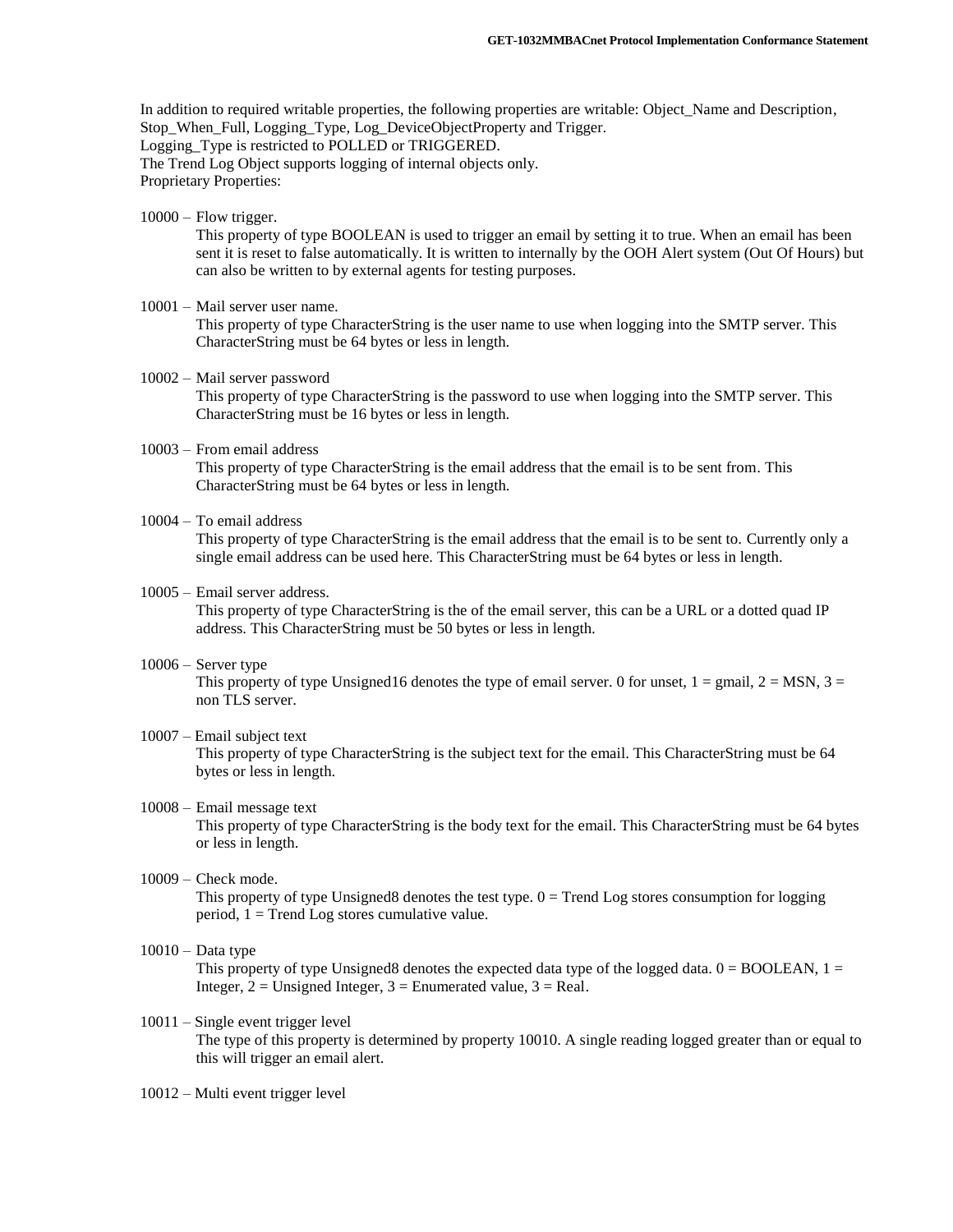In addition to required writable properties, the following properties are writable: Object_Name and Description, Stop_When_Full, Logging_Type, Log_DeviceObjectProperty and Trigger.
Logging_Type is restricted to POLLED or TRIGGERED.
The Trend Log Object supports logging of internal objects only.
Proprietary Properties:

10000 – Flow trigger.
This property of type BOOLEAN is used to trigger an email by setting it to true. When an email has been sent it is reset to false automatically. It is written to internally by the OOH Alert system (Out Of Hours) but can also be written to by external agents for testing purposes.

10001 – Mail server user name.
This property of type CharacterString is the user name to use when logging into the SMTP server. This CharacterString must be 64 bytes or less in length.

10002 – Mail server password
This property of type CharacterString is the password to use when logging into the SMTP server. This CharacterString must be 16 bytes or less in length.

10003 – From email address
This property of type CharacterString is the email address that the email is to be sent from. This CharacterString must be 64 bytes or less in length.

10004 – To email address
This property of type CharacterString is the email address that the email is to be sent to. Currently only a single email address can be used here. This CharacterString must be 64 bytes or less in length.

10005 – Email server address.
This property of type CharacterString is the of the email server, this can be a URL or a dotted quad IP address. This CharacterString must be 50 bytes or less in length.

10006 – Server type
This property of type Unsigned16 denotes the type of email server. 0 for unset, 1 = gmail, 2 = MSN, 3 = non TLS server.

10007 – Email subject text
This property of type CharacterString is the subject text for the email. This CharacterString must be 64 bytes or less in length.

10008 – Email message text
This property of type CharacterString is the body text for the email. This CharacterString must be 64 bytes or less in length.

10009 – Check mode.
This property of type Unsigned8 denotes the test type. 0 = Trend Log stores consumption for logging period, 1 = Trend Log stores cumulative value.

10010 – Data type
This property of type Unsigned8 denotes the expected data type of the logged data. 0 = BOOLEAN, 1 = Integer, 2 = Unsigned Integer, 3 = Enumerated value, 3 = Real.

10011 – Single event trigger level
The type of this property is determined by property 10010. A single reading logged greater than or equal to this will trigger an email alert.

10012 – Multi event trigger level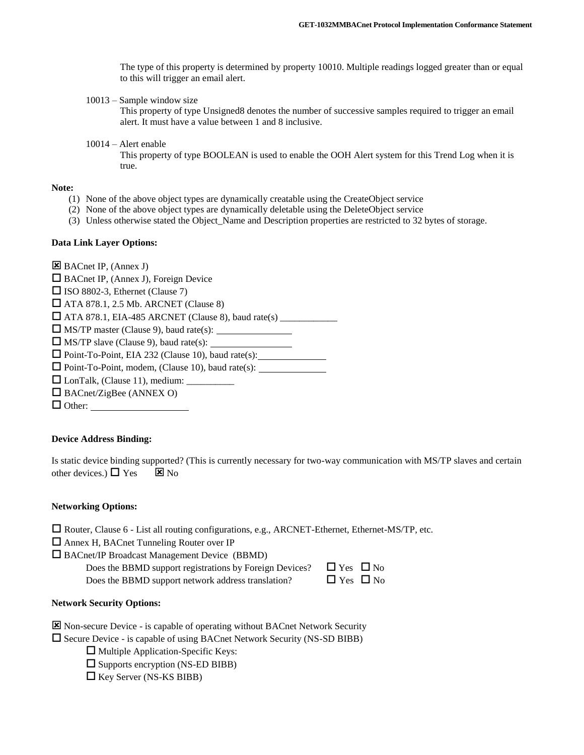The type of this property is determined by property 10010. Multiple readings logged greater than or equal to this will trigger an email alert.

10013 – Sample window size

This property of type Unsigned8 denotes the number of successive samples required to trigger an email alert. It must have a value between 1 and 8 inclusive.

10014 – Alert enable

This property of type BOOLEAN is used to enable the OOH Alert system for this Trend Log when it is true.

**Note:**

(1) None of the above object types are dynamically creatable using the CreateObject service
(2) None of the above object types are dynamically deletable using the DeleteObject service
(3) Unless otherwise stated the Object_Name and Description properties are restricted to 32 bytes of storage.

**Data Link Layer Options:**

☒ BACnet IP, (Annex J)
☐ BACnet IP, (Annex J), Foreign Device
☐ ISO 8802-3, Ethernet (Clause 7)
☐ ATA 878.1, 2.5 Mb. ARCNET (Clause 8)
☐ ATA 878.1, EIA-485 ARCNET (Clause 8), baud rate(s) ____________
☐ MS/TP master (Clause 9), baud rate(s): ________________
☐ MS/TP slave (Clause 9), baud rate(s): ________________
☐ Point-To-Point, EIA 232 (Clause 10), baud rate(s): ______________
☐ Point-To-Point, modem, (Clause 10), baud rate(s): ______________
☐ LonTalk, (Clause 11), medium: __________
☐ BACnet/ZigBee (ANNEX O)
☐ Other: ____________________

**Device Address Binding:**

Is static device binding supported? (This is currently necessary for two-way communication with MS/TP slaves and certain other devices.) ☐ Yes ☒ No

**Networking Options:**

☐ Router, Clause 6 - List all routing configurations, e.g., ARCNET-Ethernet, Ethernet-MS/TP, etc.
☐ Annex H, BACnet Tunneling Router over IP
☐ BACnet/IP Broadcast Management Device (BBMD)

Does the BBMD support registrations by Foreign Devices? ☐ Yes ☐ No
Does the BBMD support network address translation? ☐ Yes ☐ No

**Network Security Options:**

☒ Non-secure Device - is capable of operating without BACnet Network Security
☐ Secure Device - is capable of using BACnet Network Security (NS-SD BIBB)

☐ Multiple Application-Specific Keys:
☐ Supports encryption (NS-ED BIBB)
☐ Key Server (NS-KS BIBB)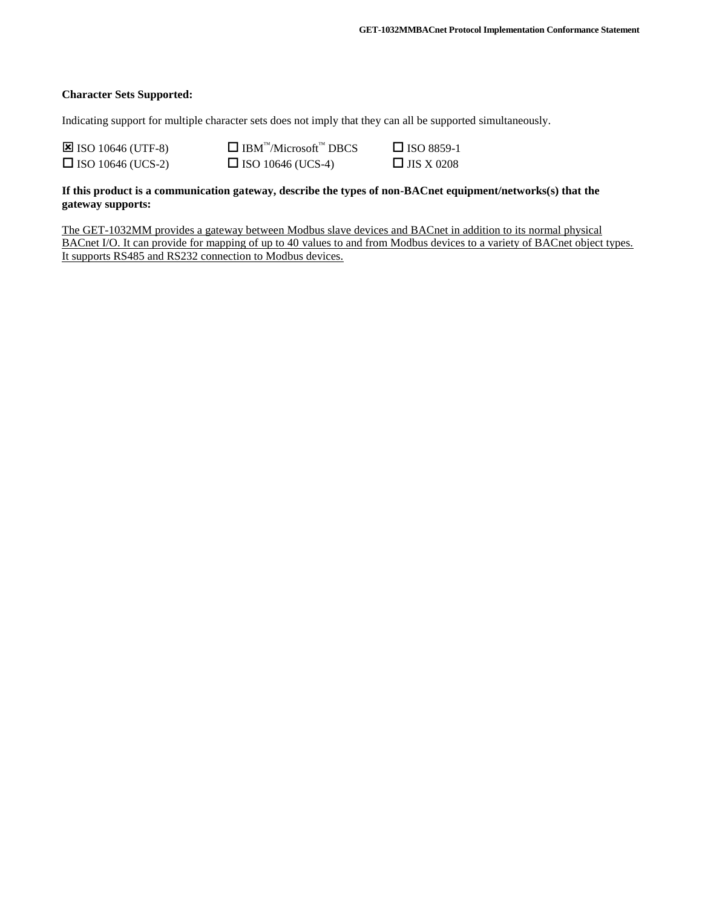**Character Sets Supported:**

Indicating support for multiple character sets does not imply that they can all be supported simultaneously.

☒ ISO 10646 (UTF-8) ☐ IBM™/Microsoft™ DBCS ☐ ISO 8859-1
☐ ISO 10646 (UCS-2) ☐ ISO 10646 (UCS-4) ☐ JIS X 0208

**If this product is a communication gateway, describe the types of non-BACnet equipment/networks(s) that the gateway supports:**

The GET-1032MM provides a gateway between Modbus slave devices and BACnet in addition to its normal physical BACnet I/O. It can provide for mapping of up to 40 values to and from Modbus devices to a variety of BACnet object types. It supports RS485 and RS232 connection to Modbus devices.